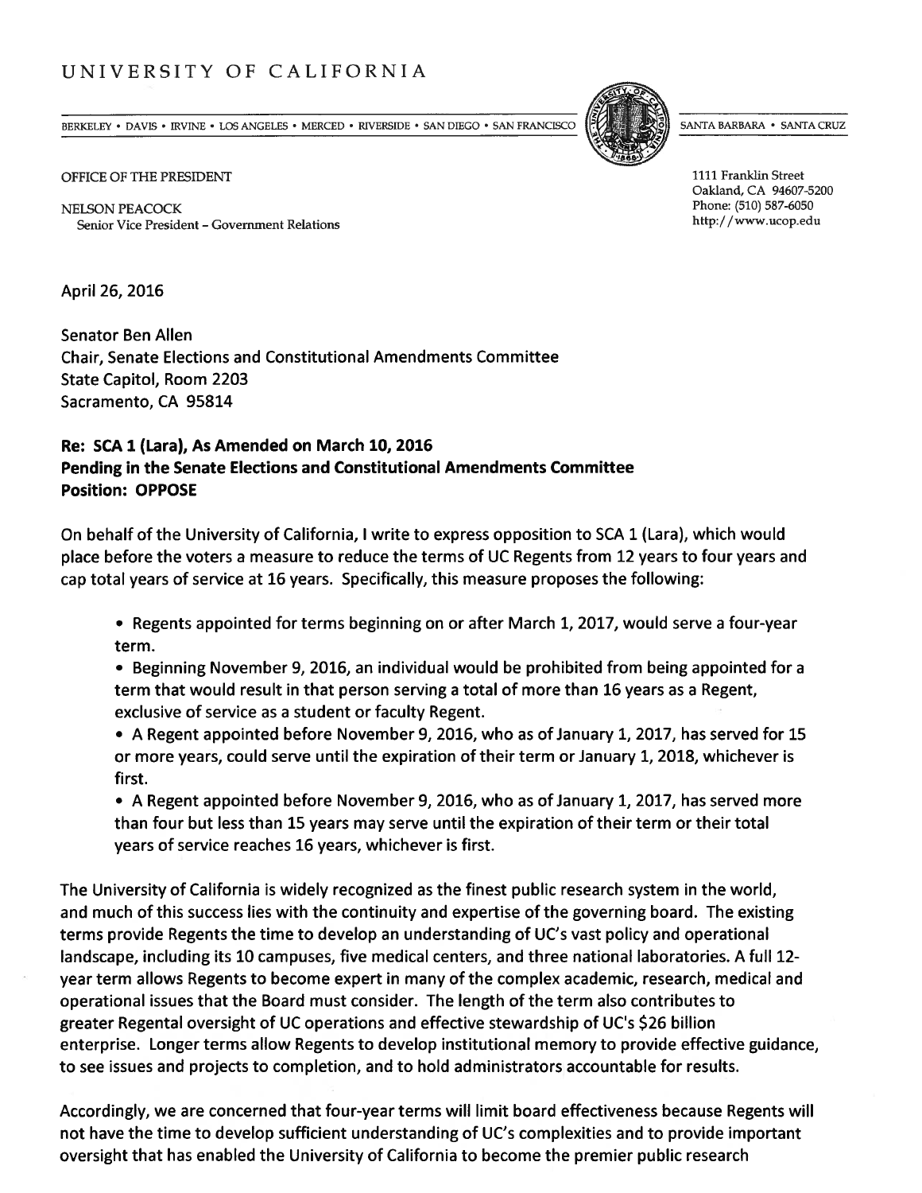# UNIVERSITY OF CALIFORNIA

BERKELEY • DAVIS • IRVINE • LOS ANGELES • MERCED • RIVERSIDE • SAN DIEGO • SAN FRANCISCO SANTA BARBARA • SANTA CRUZ

OFFICE OF THE PRESIDENT

NELSON PEACOCK
Senior Vice President – Government Relations

1111 Franklin Street
Oakland, CA 94607-5200
Phone: (510) 587-6050
http://www.ucop.edu

April 26, 2016

Senator Ben Allen
Chair, Senate Elections and Constitutional Amendments Committee
State Capitol, Room 2203
Sacramento, CA 95814

**Re: SCA 1 (Lara), As Amended on March 10, 2016**
**Pending in the Senate Elections and Constitutional Amendments Committee**
**Position: OPPOSE**

On behalf of the University of California, I write to express opposition to SCA 1 (Lara), which would place before the voters a measure to reduce the terms of UC Regents from 12 years to four years and cap total years of service at 16 years. Specifically, this measure proposes the following:

- Regents appointed for terms beginning on or after March 1, 2017, would serve a four-year term.
- Beginning November 9, 2016, an individual would be prohibited from being appointed for a term that would result in that person serving a total of more than 16 years as a Regent, exclusive of service as a student or faculty Regent.
- A Regent appointed before November 9, 2016, who as of January 1, 2017, has served for 15 or more years, could serve until the expiration of their term or January 1, 2018, whichever is first.
- A Regent appointed before November 9, 2016, who as of January 1, 2017, has served more than four but less than 15 years may serve until the expiration of their term or their total years of service reaches 16 years, whichever is first.

The University of California is widely recognized as the finest public research system in the world, and much of this success lies with the continuity and expertise of the governing board. The existing terms provide Regents the time to develop an understanding of UC's vast policy and operational landscape, including its 10 campuses, five medical centers, and three national laboratories. A full 12-year term allows Regents to become expert in many of the complex academic, research, medical and operational issues that the Board must consider. The length of the term also contributes to greater Regental oversight of UC operations and effective stewardship of UC's $26 billion enterprise. Longer terms allow Regents to develop institutional memory to provide effective guidance, to see issues and projects to completion, and to hold administrators accountable for results.

Accordingly, we are concerned that four-year terms will limit board effectiveness because Regents will not have the time to develop sufficient understanding of UC's complexities and to provide important oversight that has enabled the University of California to become the premier public research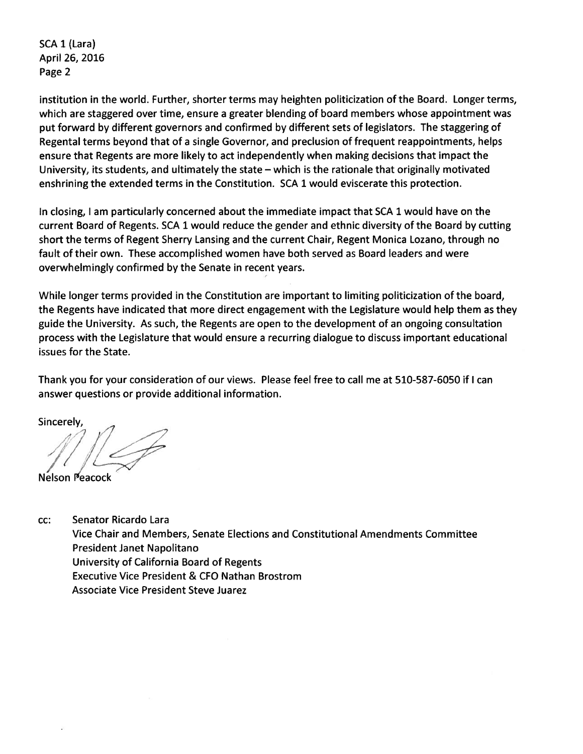institution in the world. Further, shorter terms may heighten politicization of the Board. Longer terms, which are staggered over time, ensure a greater blending of board members whose appointment was put forward by different governors and confirmed by different sets of legislators. The staggering of Regental terms beyond that of a single Governor, and preclusion of frequent reappointments, helps ensure that Regents are more likely to act independently when making decisions that impact the University, its students, and ultimately the state – which is the rationale that originally motivated enshrining the extended terms in the Constitution. SCA 1 would eviscerate this protection.

In closing, I am particularly concerned about the immediate impact that SCA 1 would have on the current Board of Regents. SCA 1 would reduce the gender and ethnic diversity of the Board by cutting short the terms of Regent Sherry Lansing and the current Chair, Regent Monica Lozano, through no fault of their own. These accomplished women have both served as Board leaders and were overwhelmingly confirmed by the Senate in recent years.

While longer terms provided in the Constitution are important to limiting politicization of the board, the Regents have indicated that more direct engagement with the Legislature would help them as they guide the University. As such, the Regents are open to the development of an ongoing consultation process with the Legislature that would ensure a recurring dialogue to discuss important educational issues for the State.

Thank you for your consideration of our views. Please feel free to call me at 510-587-6050 if I can answer questions or provide additional information.

Sincerely,

Nelson Peacock

cc: Senator Ricardo Lara
Vice Chair and Members, Senate Elections and Constitutional Amendments Committee
President Janet Napolitano
University of California Board of Regents
Executive Vice President & CFO Nathan Brostrom
Associate Vice President Steve Juarez